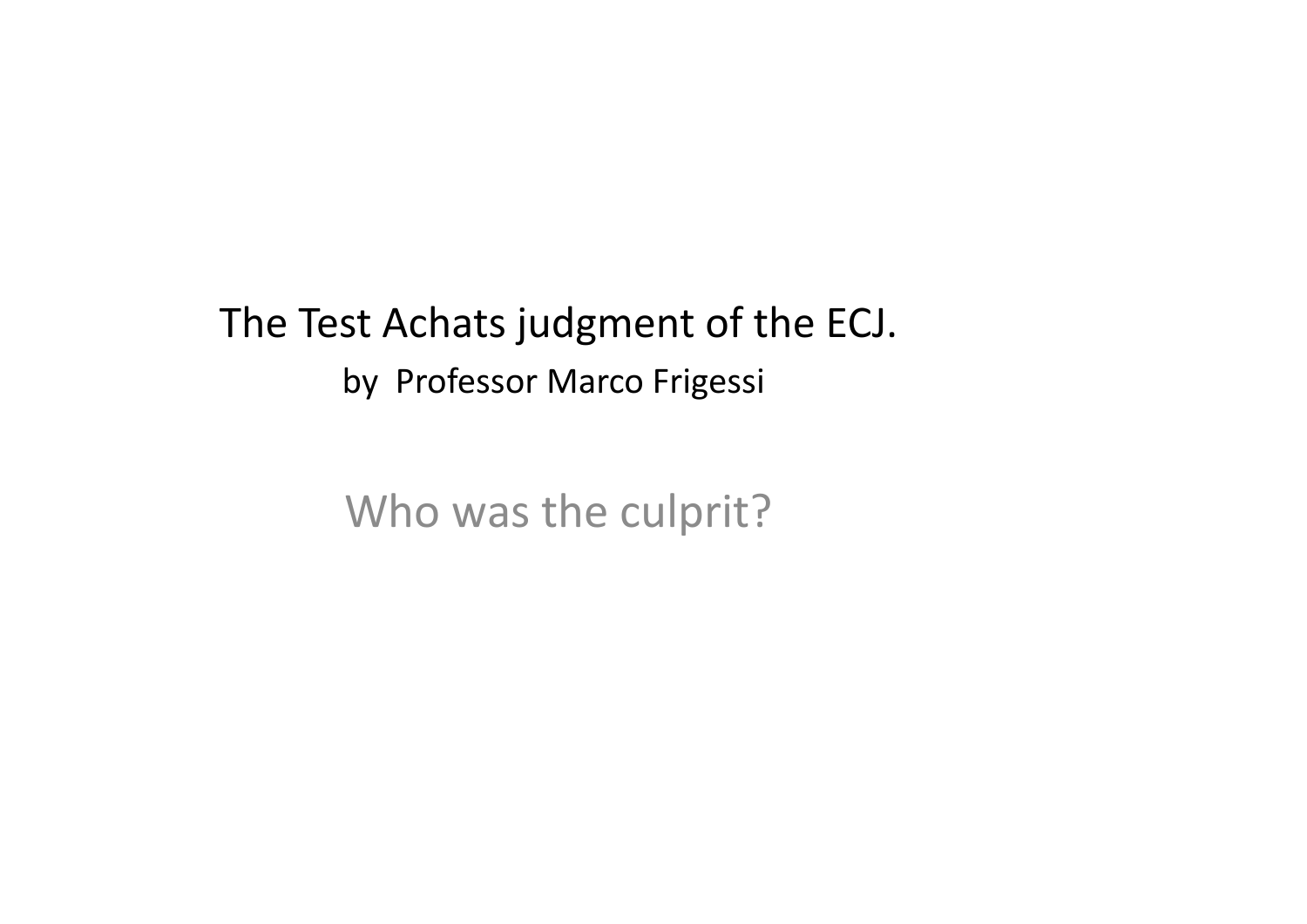# The Test Achats judgment of the ECJ.

by Professor Marco Frigessi

## Who was the culprit?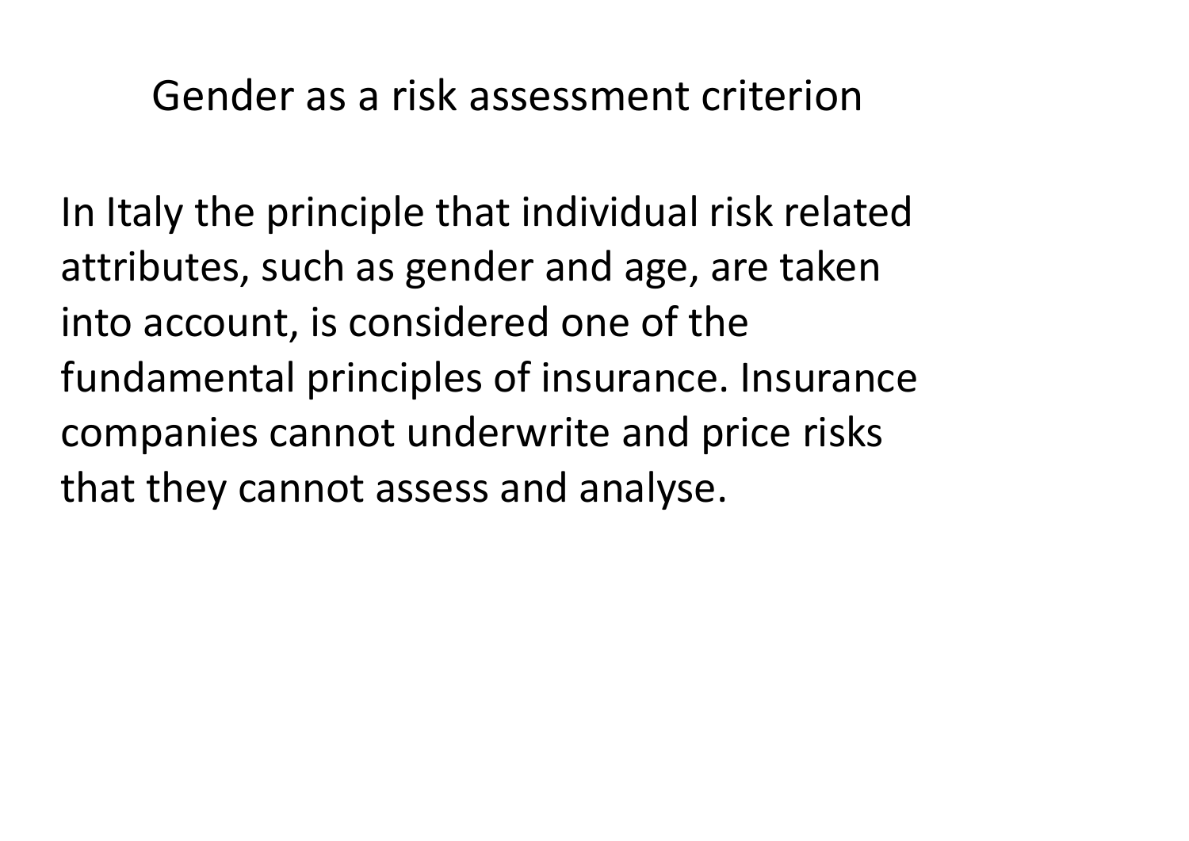# Gender as a risk assessment criterion

In Italy the principle that individual risk related attributes, such as gender and age, are taken into account, is considered one of the fundamental principles of insurance. Insurance companies cannot underwrite and price risks that they cannot assess and analyse.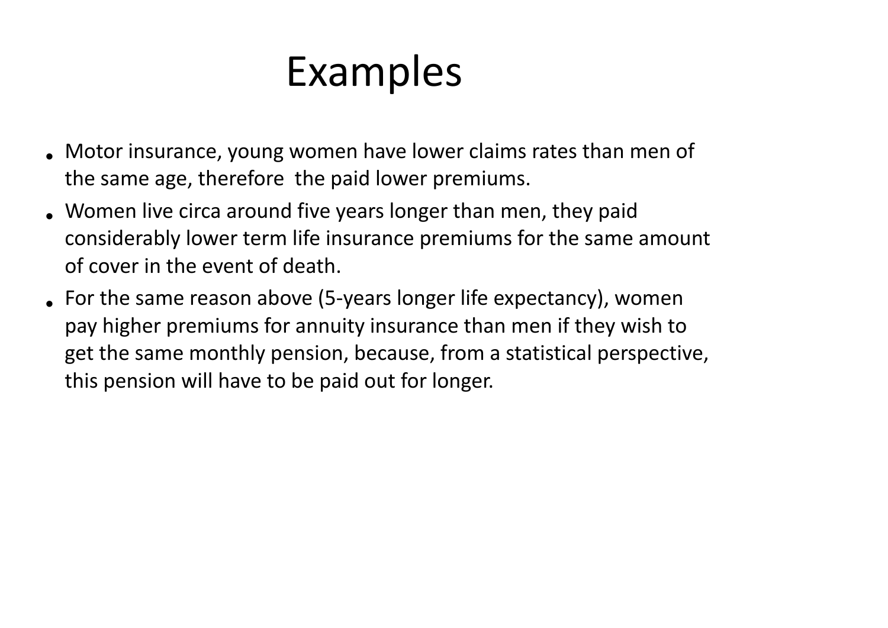# Examples

- Motor insurance, young women have lower claims rates than men of the same age, therefore  the paid lower premiums.
- Women live circa around five years longer than men, they paid considerably lower term life insurance premiums for the same amount of cover in the event of death.
- For the same reason above (5-years longer life expectancy), women pay higher premiums for annuity insurance than men if they wish to get the same monthly pension, because, from a statistical perspective, this pension will have to be paid out for longer.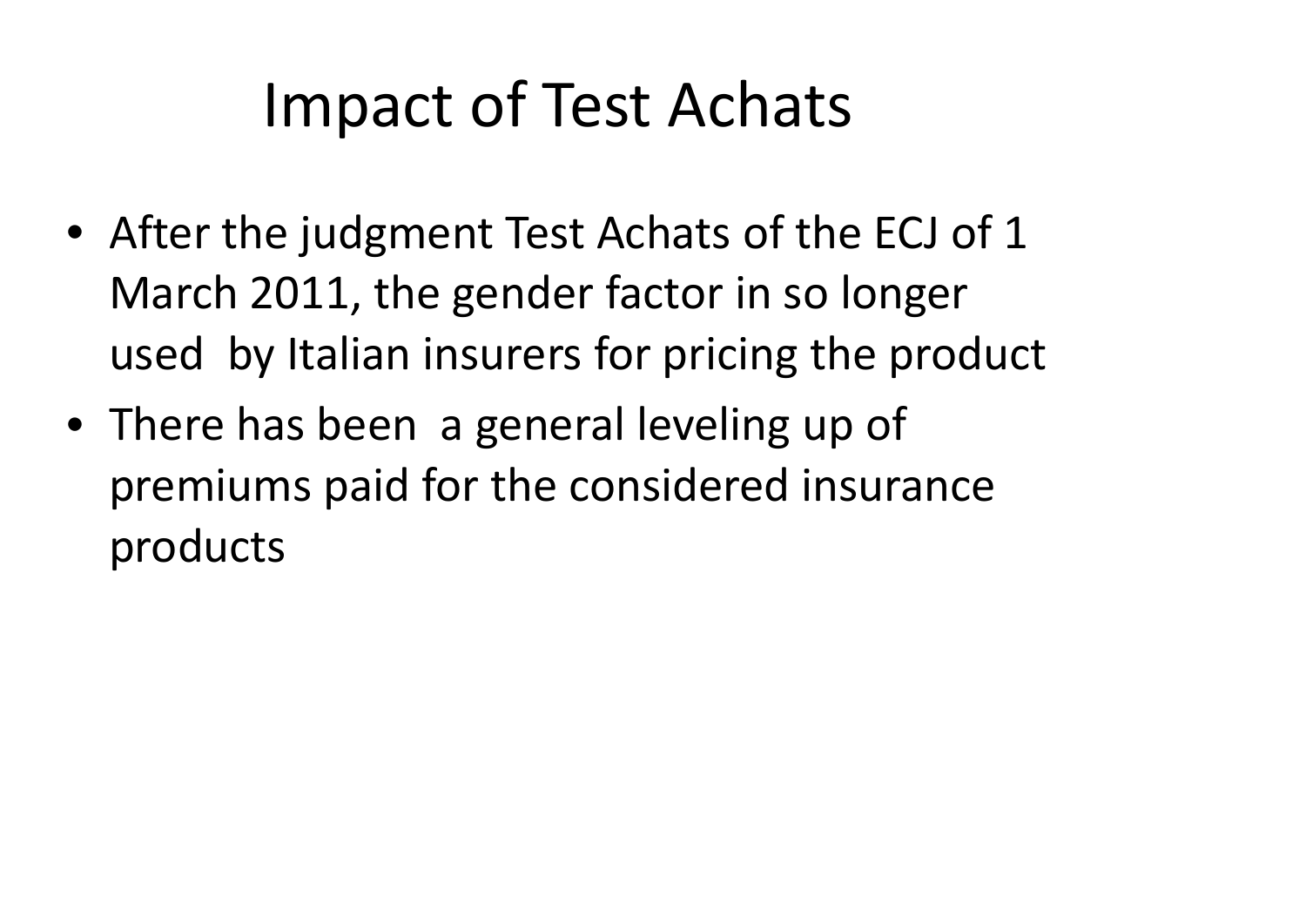# Impact of Test Achats

- After the judgment Test Achats of the ECJ of 1 March 2011, the gender factor in so longer used by Italian insurers for pricing the product
- There has been a general leveling up of premiums paid for the considered insurance products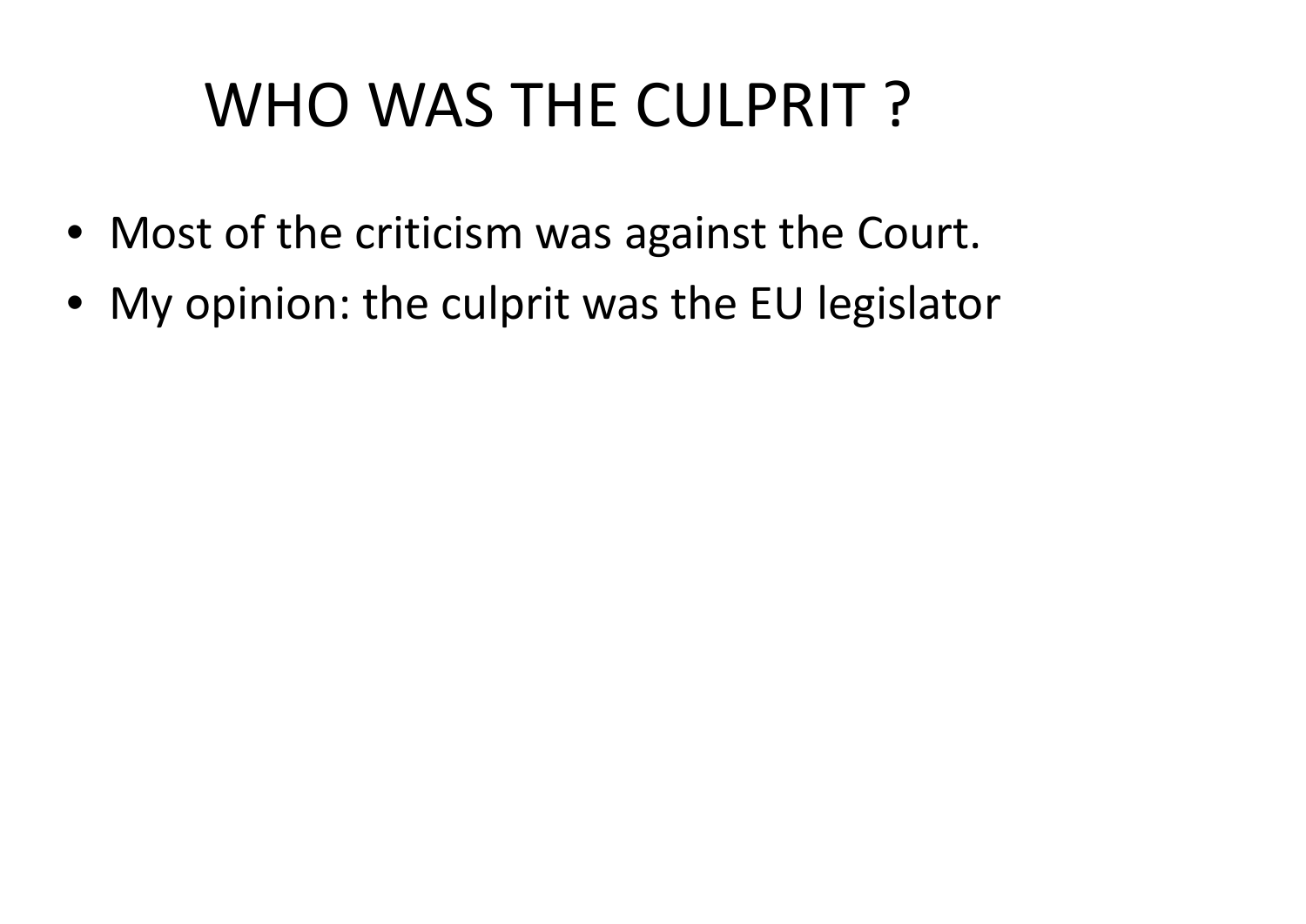# WHO WAS THE CULPRIT ?

- Most of the criticism was against the Court.
- My opinion: the culprit was the EU legislator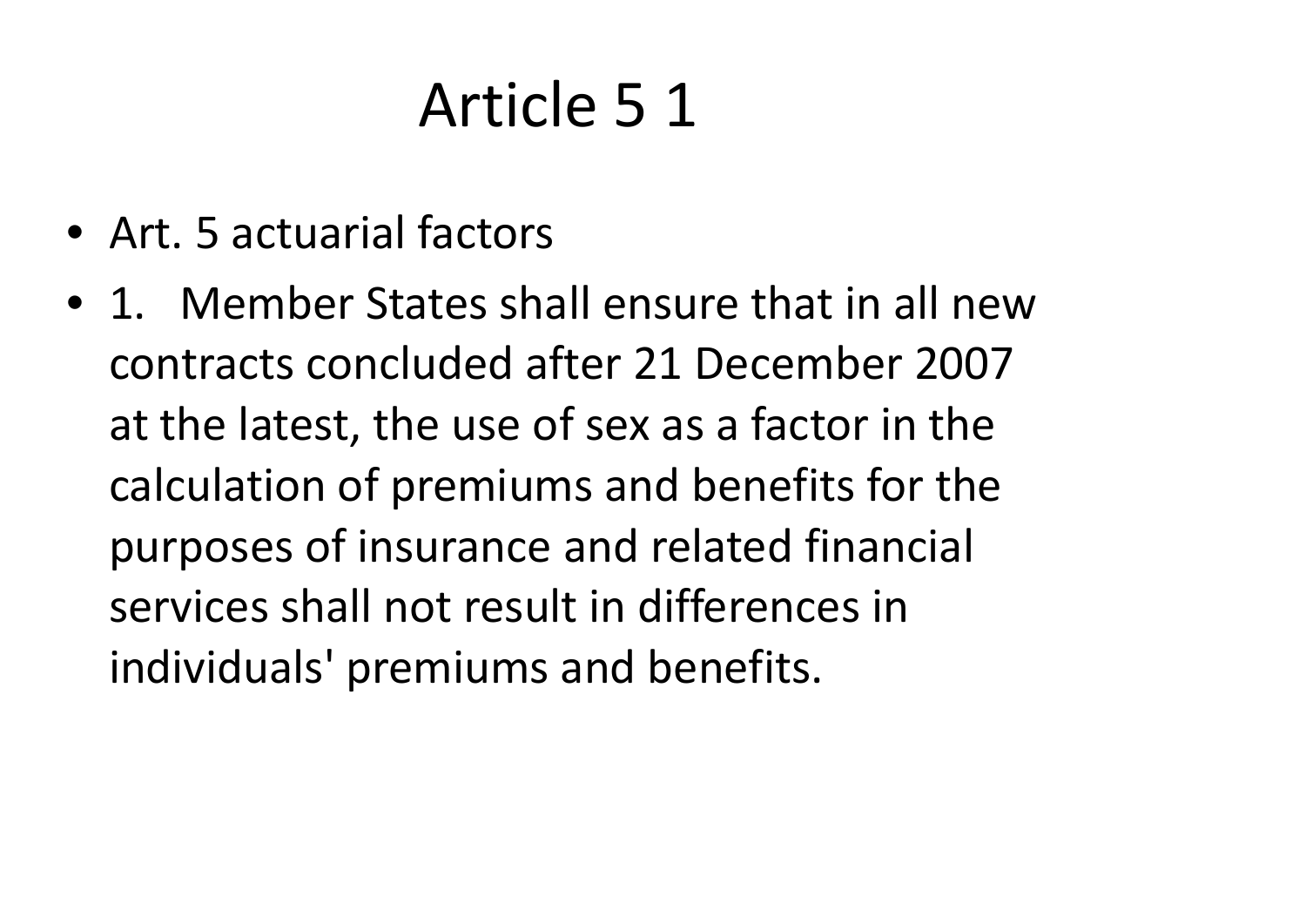# Article 5 1

- Art. 5 actuarial factors
- 1. Member States shall ensure that in all new contracts concluded after 21 December 2007 at the latest, the use of sex as a factor in the calculation of premiums and benefits for the purposes of insurance and related financial services shall not result in differences in individuals' premiums and benefits.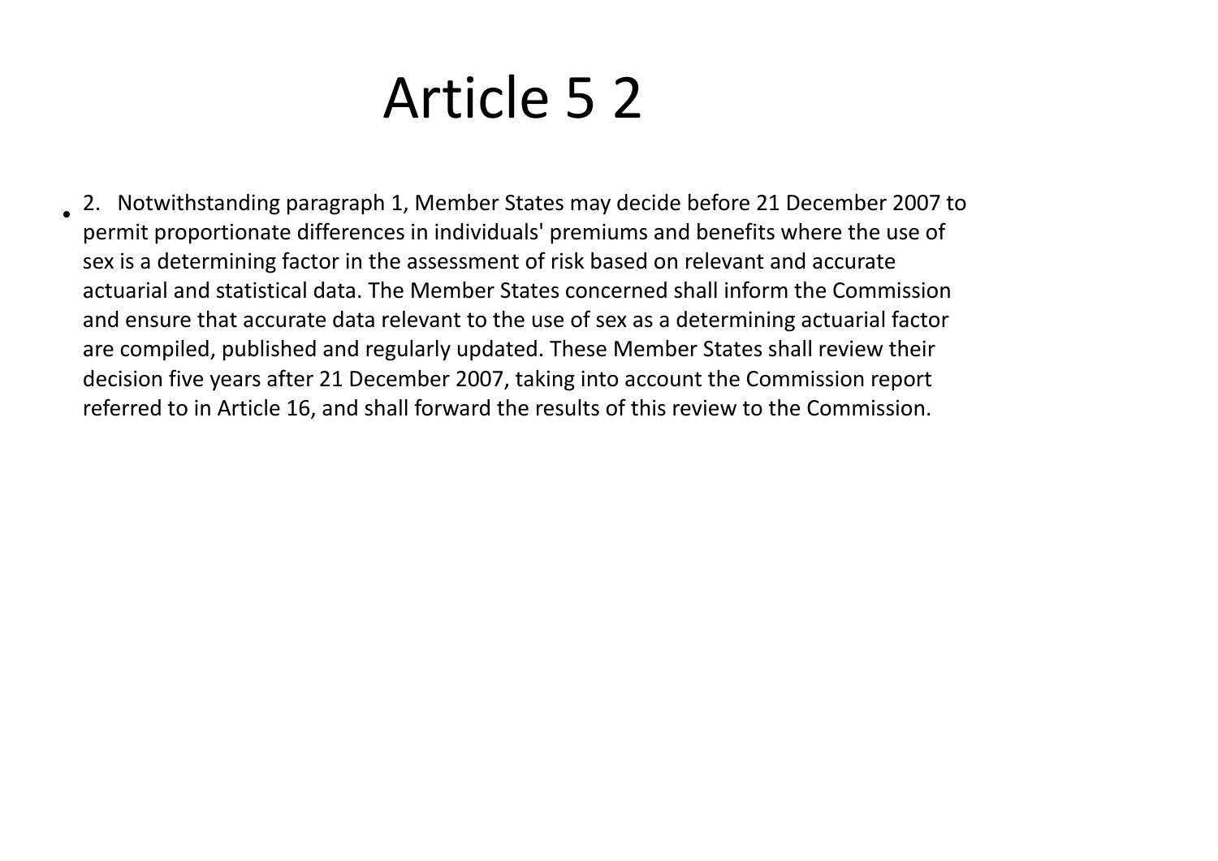# Article 5 2

- 2. Notwithstanding paragraph 1, Member States may decide before 21 December 2007 to permit proportionate differences in individuals' premiums and benefits where the use of sex is a determining factor in the assessment of risk based on relevant and accurate actuarial and statistical data. The Member States concerned shall inform the Commission and ensure that accurate data relevant to the use of sex as a determining actuarial factor are compiled, published and regularly updated. These Member States shall review their decision five years after 21 December 2007, taking into account the Commission report referred to in Article 16, and shall forward the results of this review to the Commission.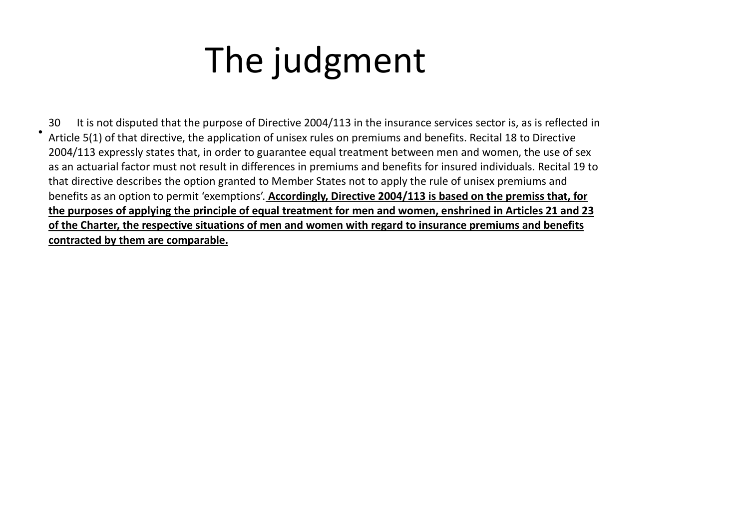# The judgment

- 30 It is not disputed that the purpose of Directive 2004/113 in the insurance services sector is, as is reflected in Article 5(1) of that directive, the application of unisex rules on premiums and benefits. Recital 18 to Directive 2004/113 expressly states that, in order to guarantee equal treatment between men and women, the use of sex as an actuarial factor must not result in differences in premiums and benefits for insured individuals. Recital 19 to that directive describes the option granted to Member States not to apply the rule of unisex premiums and benefits as an option to permit 'exemptions'. <u>**Accordingly, Directive 2004/113 is based on the premiss that, for the purposes of applying the principle of equal treatment for men and women, enshrined in Articles 21 and 23 of the Charter, the respective situations of men and women with regard to insurance premiums and benefits contracted by them are comparable.**</u>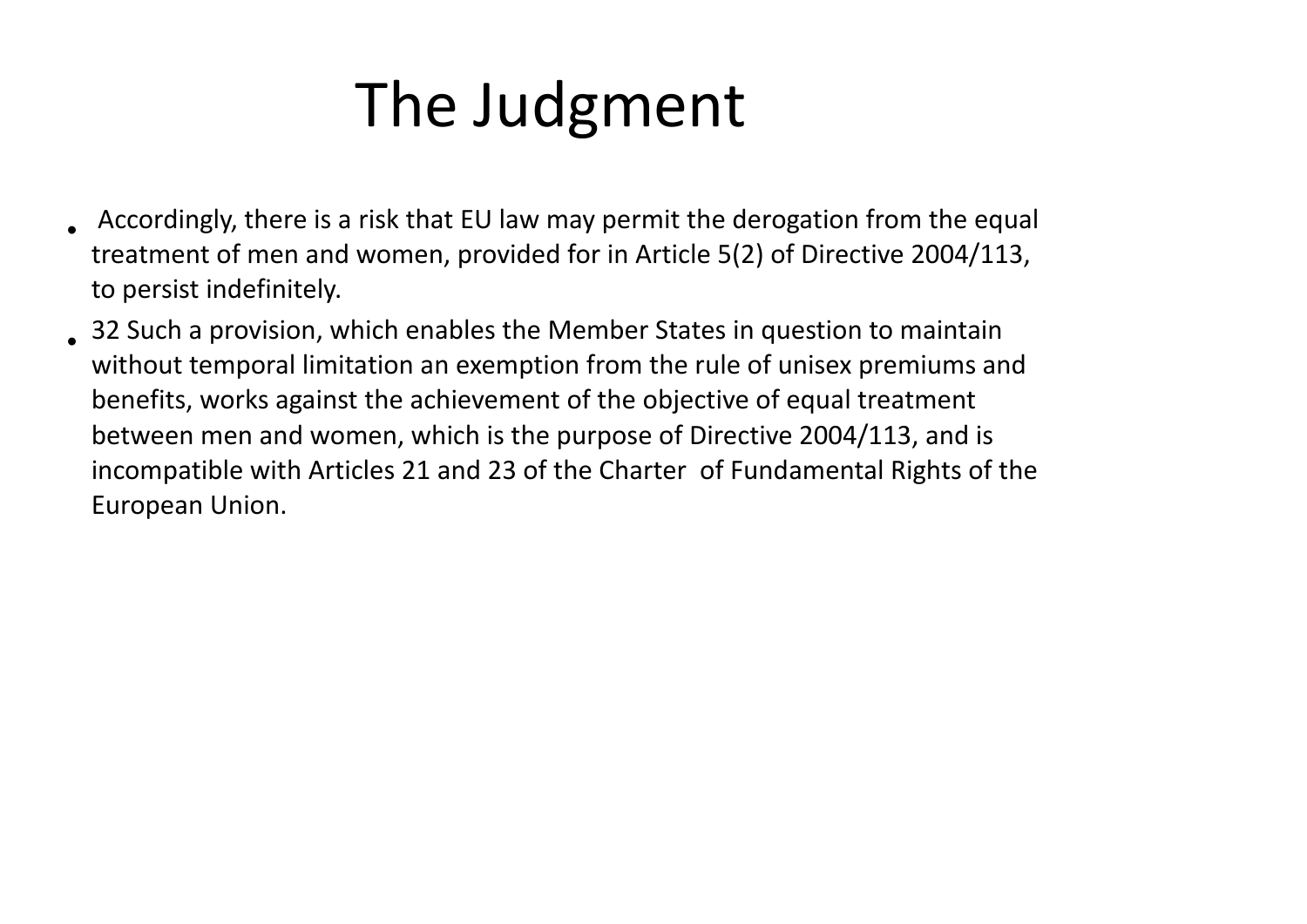# The Judgment

- Accordingly, there is a risk that EU law may permit the derogation from the equal treatment of men and women, provided for in Article 5(2) of Directive 2004/113, to persist indefinitely.
- 32 Such a provision, which enables the Member States in question to maintain without temporal limitation an exemption from the rule of unisex premiums and benefits, works against the achievement of the objective of equal treatment between men and women, which is the purpose of Directive 2004/113, and is incompatible with Articles 21 and 23 of the Charter of Fundamental Rights of the European Union.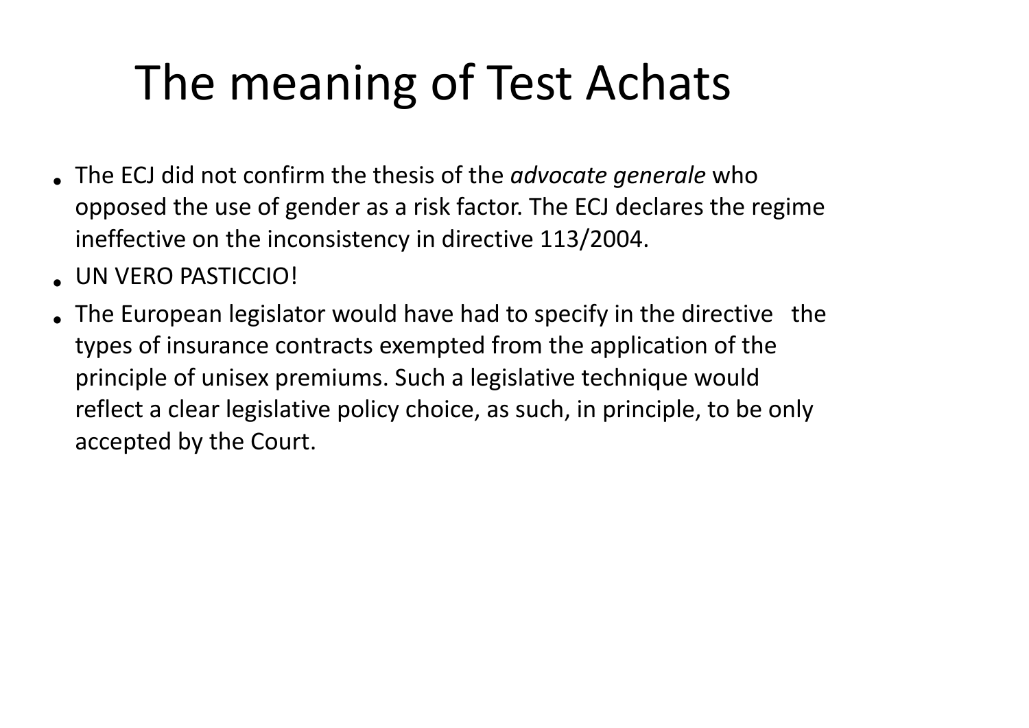# The meaning of Test Achats

- The ECJ did not confirm the thesis of the *advocate generale* who opposed the use of gender as a risk factor. The ECJ declares the regime ineffective on the inconsistency in directive 113/2004.
- UN VERO PASTICCIO!
- The European legislator would have had to specify in the directive the types of insurance contracts exempted from the application of the principle of unisex premiums. Such a legislative technique would reflect a clear legislative policy choice, as such, in principle, to be only accepted by the Court.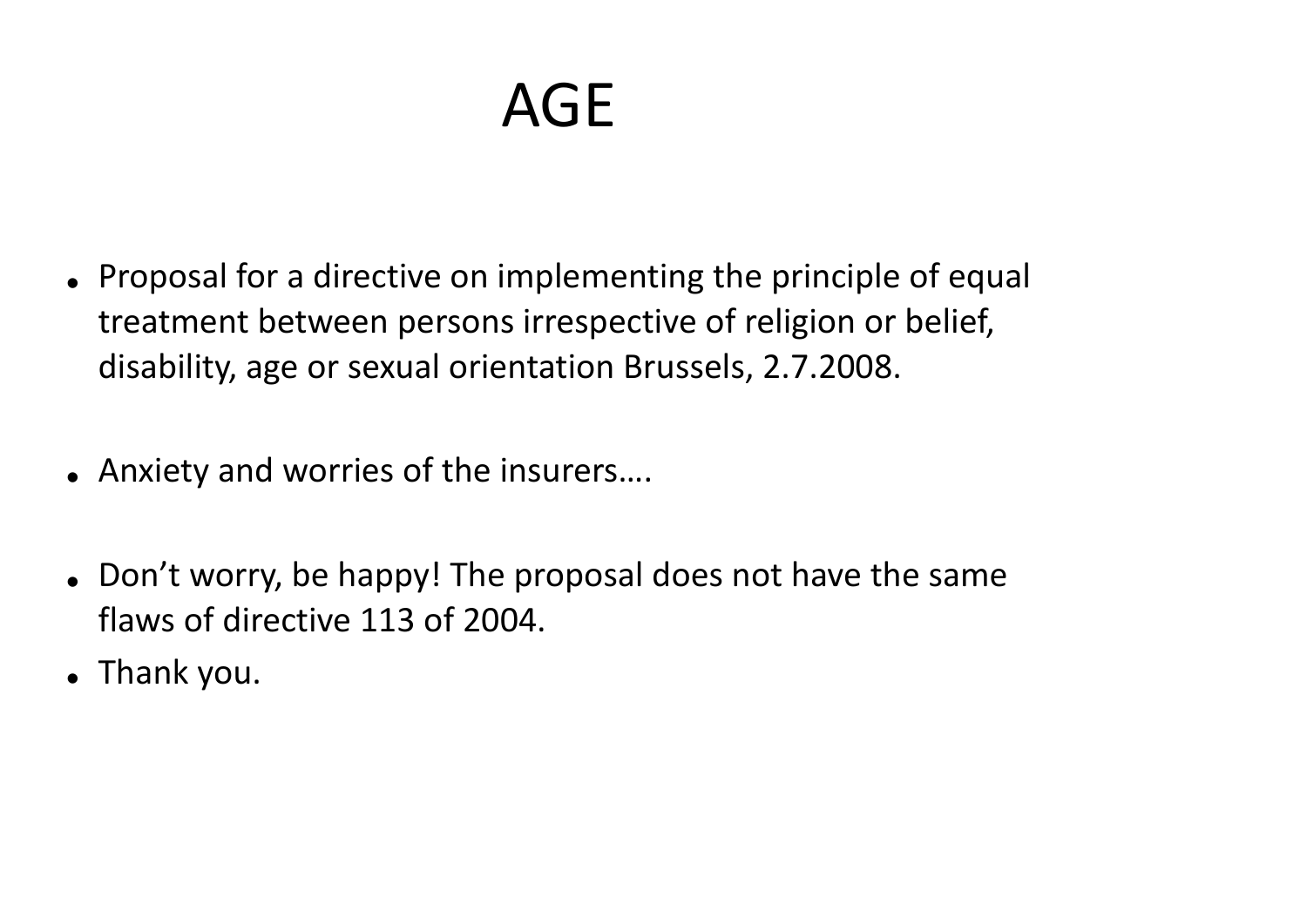# AGE

- Proposal for a directive on implementing the principle of equal treatment between persons irrespective of religion or belief, disability, age or sexual orientation Brussels, 2.7.2008.
- Anxiety and worries of the insurers….
- Don't worry, be happy! The proposal does not have the same flaws of directive 113 of 2004.
- Thank you.